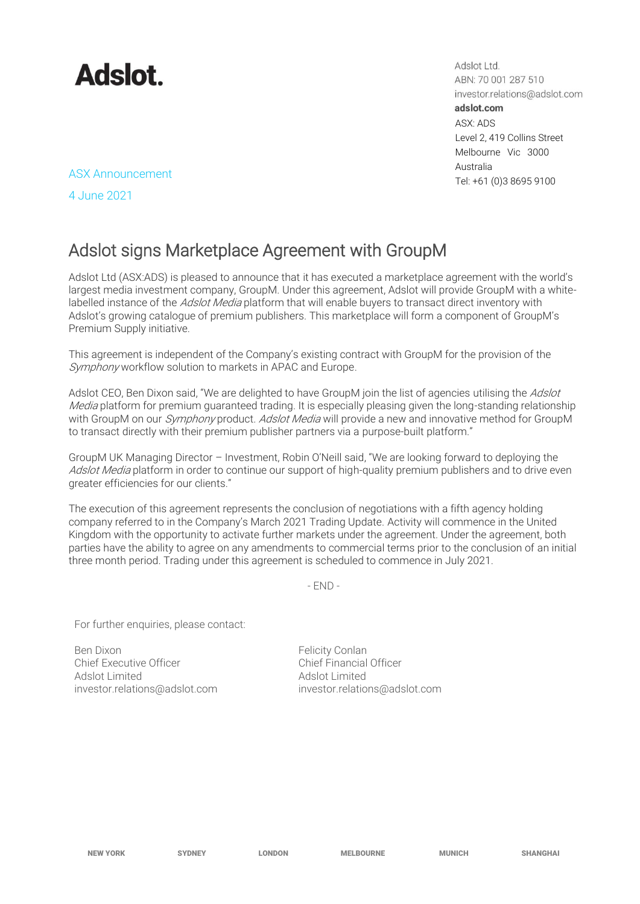**Adslot.**

Adslot Ltd.
ABN: 70 001 287 510
investor.relations@adslot.com
**adslot.com**
ASX: ADS
Level 2, 419 Collins Street
Melbourne Vic 3000
Australia
Tel: +61 (0)3 8695 9100

ASX Announcement

4 June 2021

# Adslot signs Marketplace Agreement with GroupM

Adslot Ltd (ASX:ADS) is pleased to announce that it has executed a marketplace agreement with the world's largest media investment company, GroupM. Under this agreement, Adslot will provide GroupM with a white-labelled instance of the *Adslot Media* platform that will enable buyers to transact direct inventory with Adslot's growing catalogue of premium publishers. This marketplace will form a component of GroupM's Premium Supply initiative.

This agreement is independent of the Company's existing contract with GroupM for the provision of the *Symphony* workflow solution to markets in APAC and Europe.

Adslot CEO, Ben Dixon said, "We are delighted to have GroupM join the list of agencies utilising the *Adslot Media* platform for premium guaranteed trading. It is especially pleasing given the long-standing relationship with GroupM on our *Symphony* product. *Adslot Media* will provide a new and innovative method for GroupM to transact directly with their premium publisher partners via a purpose-built platform."

GroupM UK Managing Director – Investment, Robin O'Neill said, "We are looking forward to deploying the *Adslot Media* platform in order to continue our support of high-quality premium publishers and to drive even greater efficiencies for our clients."

The execution of this agreement represents the conclusion of negotiations with a fifth agency holding company referred to in the Company's March 2021 Trading Update. Activity will commence in the United Kingdom with the opportunity to activate further markets under the agreement. Under the agreement, both parties have the ability to agree on any amendments to commercial terms prior to the conclusion of an initial three month period. Trading under this agreement is scheduled to commence in July 2021.

- END -

For further enquiries, please contact:

Ben Dixon
Chief Executive Officer
Adslot Limited
investor.relations@adslot.com

Felicity Conlan
Chief Financial Officer
Adslot Limited
investor.relations@adslot.com

NEW YORK SYDNEY LONDON MELBOURNE MUNICH SHANGHAI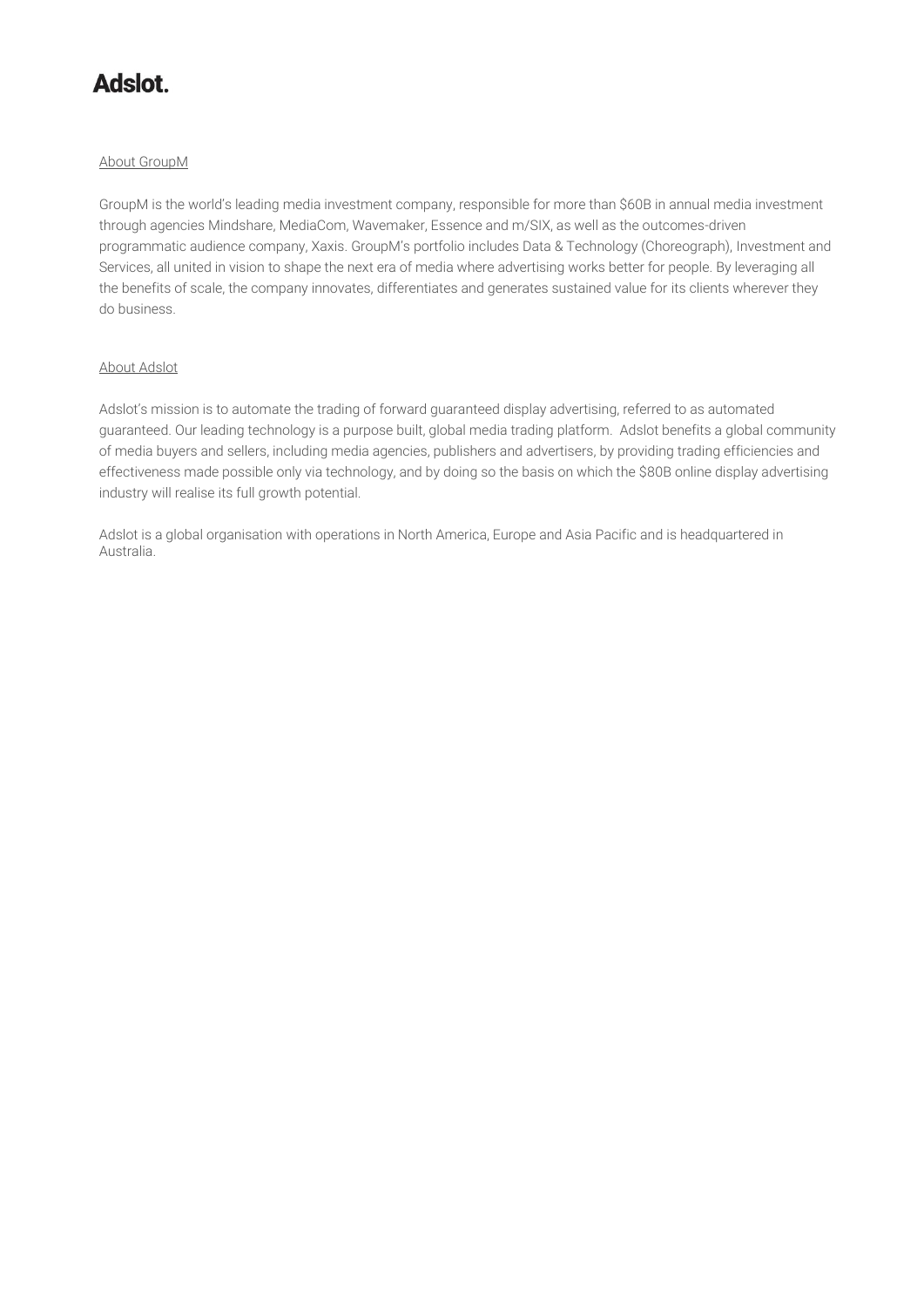Adslot.

About GroupM

GroupM is the world's leading media investment company, responsible for more than $60B in annual media investment through agencies Mindshare, MediaCom, Wavemaker, Essence and m/SIX, as well as the outcomes-driven programmatic audience company, Xaxis. GroupM's portfolio includes Data & Technology (Choreograph), Investment and Services, all united in vision to shape the next era of media where advertising works better for people. By leveraging all the benefits of scale, the company innovates, differentiates and generates sustained value for its clients wherever they do business.

About Adslot

Adslot's mission is to automate the trading of forward guaranteed display advertising, referred to as automated guaranteed. Our leading technology is a purpose built, global media trading platform. Adslot benefits a global community of media buyers and sellers, including media agencies, publishers and advertisers, by providing trading efficiencies and effectiveness made possible only via technology, and by doing so the basis on which the $80B online display advertising industry will realise its full growth potential.

Adslot is a global organisation with operations in North America, Europe and Asia Pacific and is headquartered in Australia.